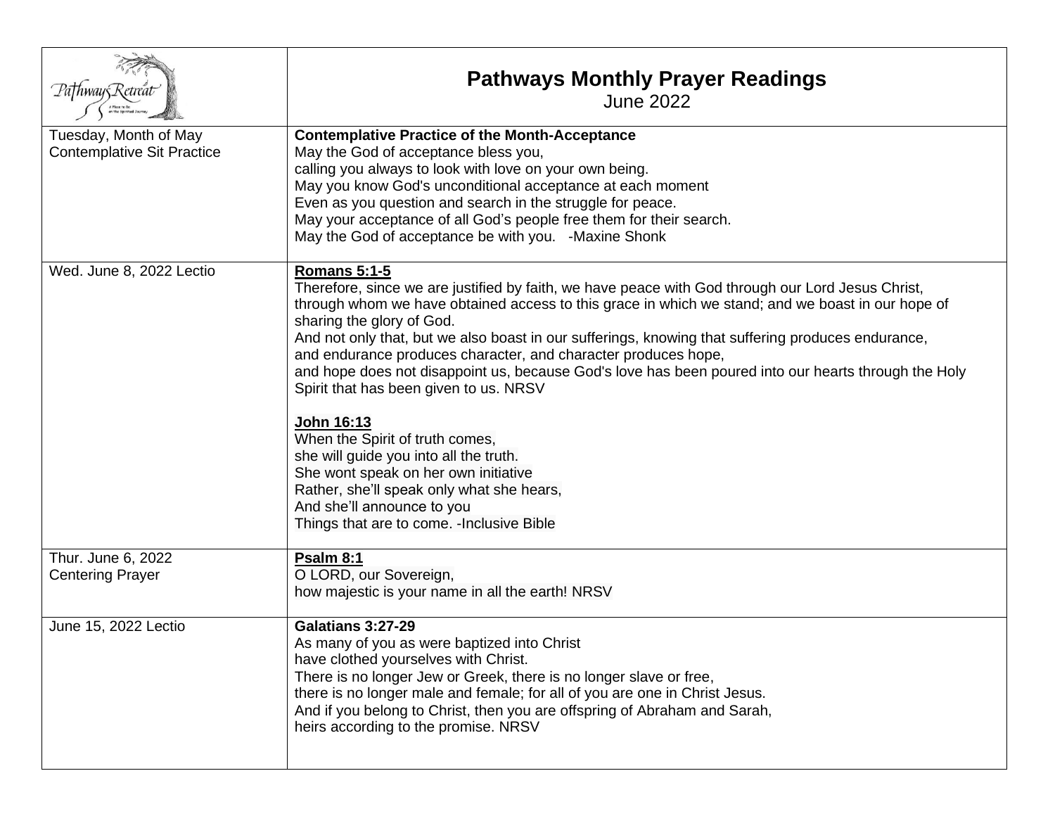| | **Pathways Monthly Prayer Readings**<br>June 2022 |
|---|---|
| Tuesday, Month of May<br>Contemplative Sit Practice | **Contemplative Practice of the Month-Acceptance**<br>May the God of acceptance bless you,<br>calling you always to look with love on your own being.<br>May you know God's unconditional acceptance at each moment<br>Even as you question and search in the struggle for peace.<br>May your acceptance of all God's people free them for their search.<br>May the God of acceptance be with you. -Maxine Shonk |
| Wed. June 8, 2022 Lectio | **Romans 5:1-5**<br>Therefore, since we are justified by faith, we have peace with God through our Lord Jesus Christ, through whom we have obtained access to this grace in which we stand; and we boast in our hope of sharing the glory of God.<br>And not only that, but we also boast in our sufferings, knowing that suffering produces endurance, and endurance produces character, and character produces hope,<br>and hope does not disappoint us, because God's love has been poured into our hearts through the Holy Spirit that has been given to us. NRSV<br><br>**John 16:13**<br>When the Spirit of truth comes,<br>she will guide you into all the truth.<br>She wont speak on her own initiative<br>Rather, she'll speak only what she hears,<br>And she'll announce to you<br>Things that are to come. -Inclusive Bible |
| Thur. June 6, 2022<br>Centering Prayer | **Psalm 8:1**<br>O LORD, our Sovereign,<br>how majestic is your name in all the earth! NRSV |
| June 15, 2022 Lectio | **Galatians 3:27-29**<br>As many of you as were baptized into Christ<br>have clothed yourselves with Christ.<br>There is no longer Jew or Greek, there is no longer slave or free,<br>there is no longer male and female; for all of you are one in Christ Jesus.<br>And if you belong to Christ, then you are offspring of Abraham and Sarah,<br>heirs according to the promise. NRSV |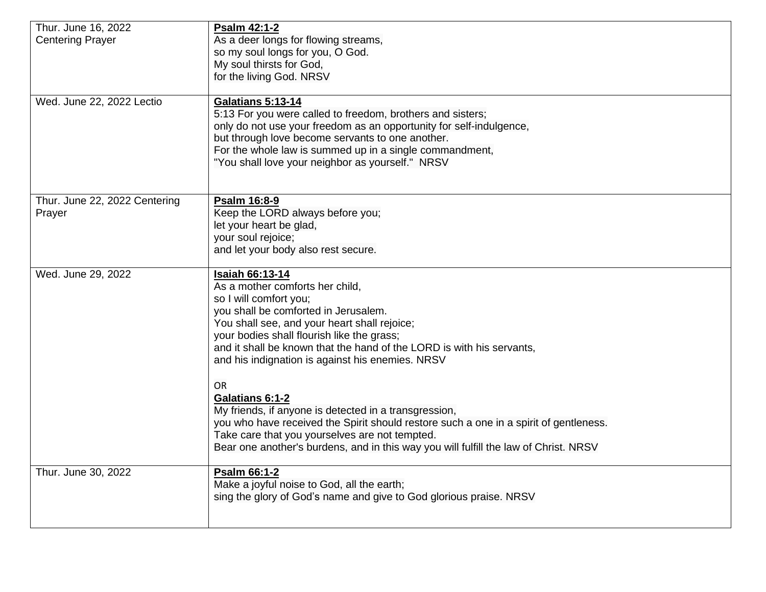| | |
|---|---|
| Thur. June 16, 2022<br>Centering Prayer | **<u>Psalm 42:1-2</u>**<br>As a deer longs for flowing streams,<br>so my soul longs for you, O God.<br>My soul thirsts for God,<br>for the living God. NRSV |
| Wed. June 22, 2022 Lectio | **<u>Galatians 5:13-14</u>**<br>5:13 For you were called to freedom, brothers and sisters;<br>only do not use your freedom as an opportunity for self-indulgence,<br>but through love become servants to one another.<br>For the whole law is summed up in a single commandment,<br>"You shall love your neighbor as yourself." NRSV |
| Thur. June 22, 2022 Centering Prayer | **<u>Psalm 16:8-9</u>**<br>Keep the LORD always before you;<br>let your heart be glad,<br>your soul rejoice;<br>and let your body also rest secure. |
| Wed. June 29, 2022 | **<u>Isaiah 66:13-14</u>**<br>As a mother comforts her child,<br>so I will comfort you;<br>you shall be comforted in Jerusalem.<br>You shall see, and your heart shall rejoice;<br>your bodies shall flourish like the grass;<br>and it shall be known that the hand of the LORD is with his servants,<br>and his indignation is against his enemies. NRSV<br><br>OR<br>**<u>Galatians 6:1-2</u>**<br>My friends, if anyone is detected in a transgression,<br>you who have received the Spirit should restore such a one in a spirit of gentleness.<br>Take care that you yourselves are not tempted.<br>Bear one another's burdens, and in this way you will fulfill the law of Christ. NRSV |
| Thur. June 30, 2022 | **<u>Psalm 66:1-2</u>**<br>Make a joyful noise to God, all the earth;<br>sing the glory of God's name and give to God glorious praise. NRSV |